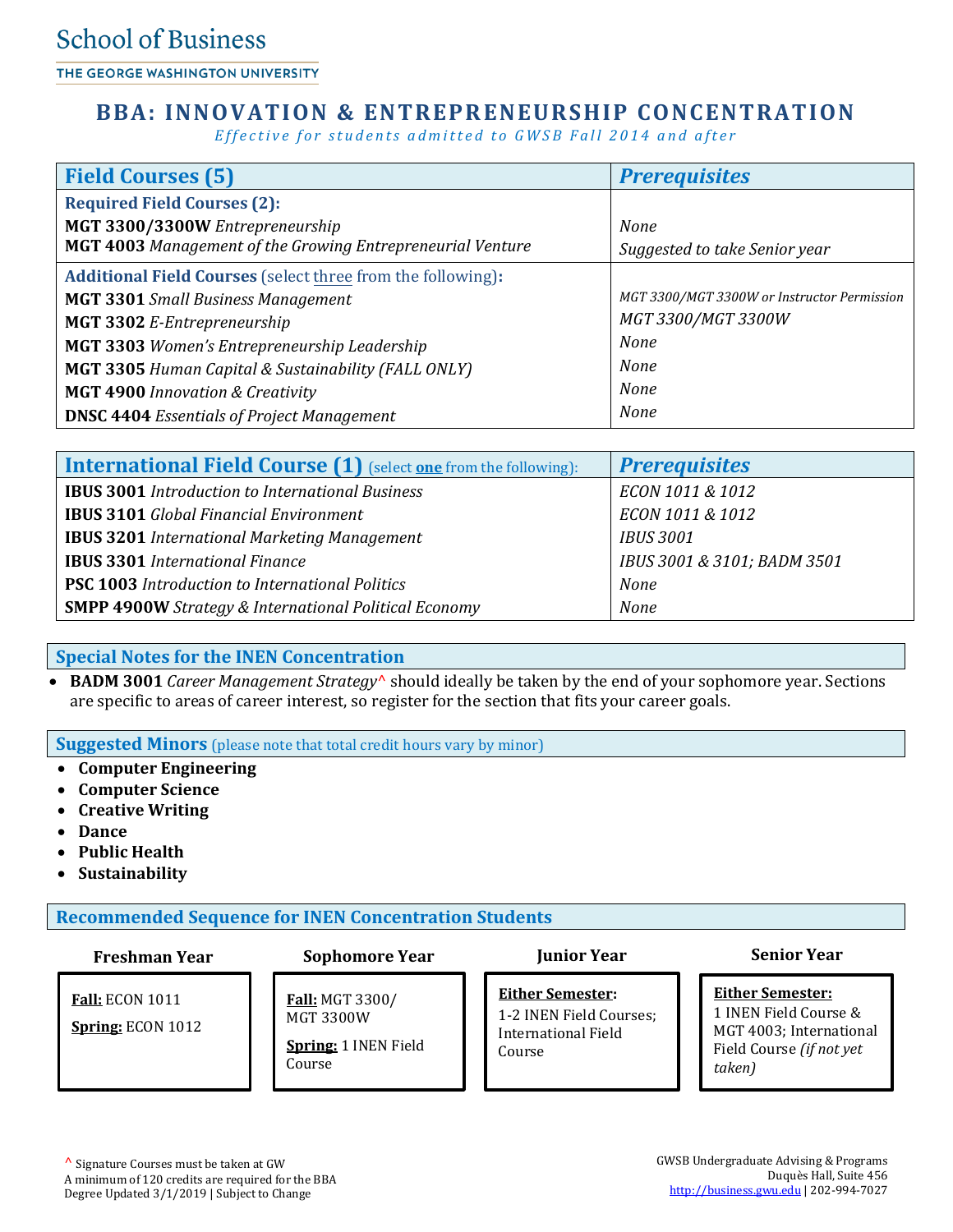School of Business

THE GEORGE WASHINGTON UNIVERSITY

# BBA: INNOVATION & ENTREPRENEURSHIP CONCENTRATION

*Effective for students admitted to GWSB Fall 2014 and after*

| Field Courses (5) | Prerequisites |
|---|---|
| **Required Field Courses (2):** | |
| **MGT 3300/3300W** *Entrepreneurship* | *None* |
| **MGT 4003** *Management of the Growing Entrepreneurial Venture* | *Suggested to take Senior year* |
| **Additional Field Courses** (select three from the following)**:** | |
| **MGT 3301** *Small Business Management* | *MGT 3300/MGT 3300W or Instructor Permission* |
| **MGT 3302** *E-Entrepreneurship* | *MGT 3300/MGT 3300W* |
| **MGT 3303** *Women's Entrepreneurship Leadership* | *None* |
| **MGT 3305** *Human Capital & Sustainability (FALL ONLY)* | *None* |
| **MGT 4900** *Innovation & Creativity* | *None* |
| **DNSC 4404** *Essentials of Project Management* | *None* |

| International Field Course (1) (select **one** from the following): | Prerequisites |
|---|---|
| **IBUS 3001** *Introduction to International Business* | *ECON 1011 & 1012* |
| **IBUS 3101** *Global Financial Environment* | *ECON 1011 & 1012* |
| **IBUS 3201** *International Marketing Management* | *IBUS 3001* |
| **IBUS 3301** *International Finance* | *IBUS 3001 & 3101; BADM 3501* |
| **PSC 1003** *Introduction to International Politics* | *None* |
| **SMPP 4900W** *Strategy & International Political Economy* | *None* |

## Special Notes for the INEN Concentration

- **BADM 3001** *Career Management Strategy*^ should ideally be taken by the end of your sophomore year. Sections are specific to areas of career interest, so register for the section that fits your career goals.

## Suggested Minors (please note that total credit hours vary by minor)

- **Computer Engineering**
- **Computer Science**
- **Creative Writing**
- **Dance**
- **Public Health**
- **Sustainability**

## Recommended Sequence for INEN Concentration Students

| Freshman Year | Sophomore Year | Junior Year | Senior Year |
|---|---|---|---|
| **Fall:** ECON 1011<br>**Spring:** ECON 1012 | **Fall:** MGT 3300/ MGT 3300W<br>**Spring:** 1 INEN Field Course | **Either Semester:**<br>1-2 INEN Field Courses; International Field Course | **Either Semester:**<br>1 INEN Field Course & MGT 4003; International Field Course *(if not yet taken)* |

^ Signature Courses must be taken at GW
A minimum of 120 credits are required for the BBA
Degree Updated 3/1/2019 | Subject to Change

GWSB Undergraduate Advising & Programs
Duquès Hall, Suite 456
http://business.gwu.edu | 202-994-7027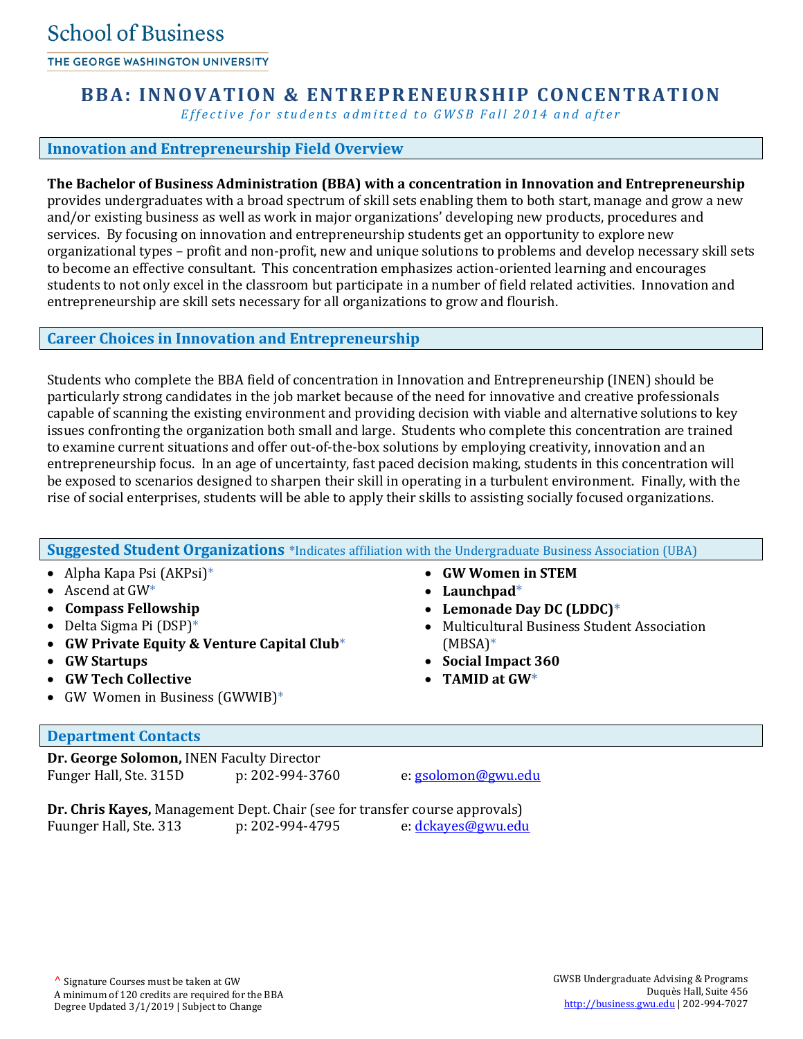School of Business

THE GEORGE WASHINGTON UNIVERSITY

# BBA: INNOVATION & ENTREPRENEURSHIP CONCENTRATION

*Effective for students admitted to GWSB Fall 2014 and after*

## Innovation and Entrepreneurship Field Overview

**The Bachelor of Business Administration (BBA) with a concentration in Innovation and Entrepreneurship** provides undergraduates with a broad spectrum of skill sets enabling them to both start, manage and grow a new and/or existing business as well as work in major organizations' developing new products, procedures and services. By focusing on innovation and entrepreneurship students get an opportunity to explore new organizational types – profit and non-profit, new and unique solutions to problems and develop necessary skill sets to become an effective consultant. This concentration emphasizes action-oriented learning and encourages students to not only excel in the classroom but participate in a number of field related activities. Innovation and entrepreneurship are skill sets necessary for all organizations to grow and flourish.

## Career Choices in Innovation and Entrepreneurship

Students who complete the BBA field of concentration in Innovation and Entrepreneurship (INEN) should be particularly strong candidates in the job market because of the need for innovative and creative professionals capable of scanning the existing environment and providing decision with viable and alternative solutions to key issues confronting the organization both small and large. Students who complete this concentration are trained to examine current situations and offer out-of-the-box solutions by employing creativity, innovation and an entrepreneurship focus. In an age of uncertainty, fast paced decision making, students in this concentration will be exposed to scenarios designed to sharpen their skill in operating in a turbulent environment. Finally, with the rise of social enterprises, students will be able to apply their skills to assisting socially focused organizations.

## Suggested Student Organizations *Indicates affiliation with the Undergraduate Business Association (UBA)

- Alpha Kapa Psi (AKPsi)*
- Ascend at GW*
- **Compass Fellowship**
- Delta Sigma Pi (DSP)*
- **GW Private Equity & Venture Capital Club***
- **GW Startups**
- **GW Tech Collective**
- GW Women in Business (GWWIB)*
- **GW Women in STEM**
- **Launchpad***
- **Lemonade Day DC (LDDC)***
- Multicultural Business Student Association (MBSA)*
- **Social Impact 360**
- **TAMID at GW***

## Department Contacts

**Dr. George Solomon,** INEN Faculty Director
Funger Hall, Ste. 315D p: 202-994-3760 e: gsolomon@gwu.edu

**Dr. Chris Kayes,** Management Dept. Chair (see for transfer course approvals)
Fuunger Hall, Ste. 313 p: 202-994-4795 e: dckayes@gwu.edu

^ Signature Courses must be taken at GW
A minimum of 120 credits are required for the BBA
Degree Updated 3/1/2019 | Subject to Change

GWSB Undergraduate Advising & Programs
Duquès Hall, Suite 456
http://business.gwu.edu | 202-994-7027